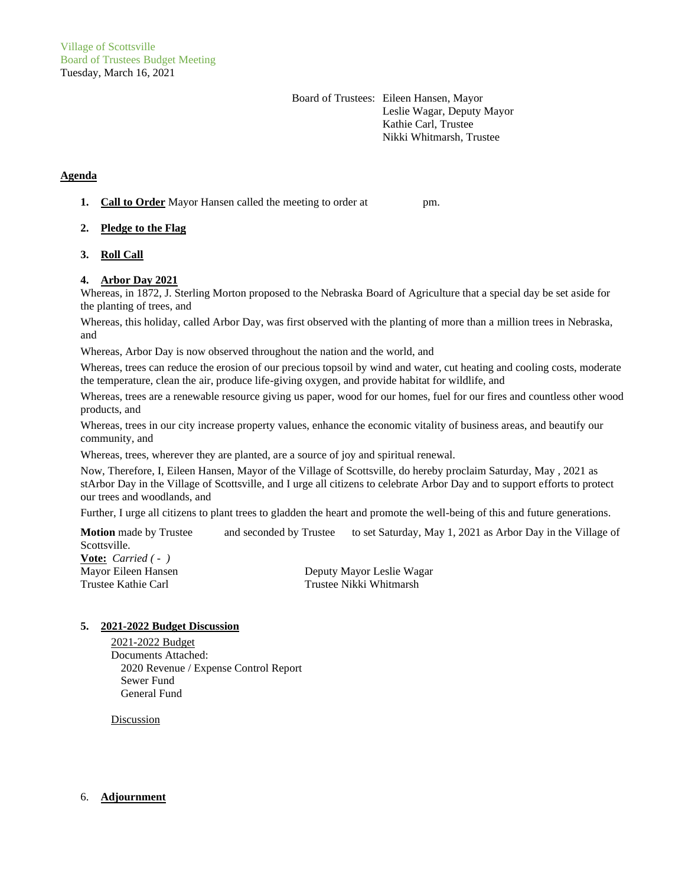Village of Scottsville
Board of Trustees Budget Meeting
Tuesday, March 16, 2021

Board of Trustees: Eileen Hansen, Mayor
Leslie Wagar, Deputy Mayor
Kathie Carl, Trustee
Nikki Whitmarsh, Trustee

## Agenda

1. **Call to Order** Mayor Hansen called the meeting to order at pm.

2. **Pledge to the Flag**

3. **Roll Call**

4. **Arbor Day 2021**

Whereas, in 1872, J. Sterling Morton proposed to the Nebraska Board of Agriculture that a special day be set aside for the planting of trees, and

Whereas, this holiday, called Arbor Day, was first observed with the planting of more than a million trees in Nebraska, and

Whereas, Arbor Day is now observed throughout the nation and the world, and

Whereas, trees can reduce the erosion of our precious topsoil by wind and water, cut heating and cooling costs, moderate the temperature, clean the air, produce life-giving oxygen, and provide habitat for wildlife, and

Whereas, trees are a renewable resource giving us paper, wood for our homes, fuel for our fires and countless other wood products, and

Whereas, trees in our city increase property values, enhance the economic vitality of business areas, and beautify our community, and

Whereas, trees, wherever they are planted, are a source of joy and spiritual renewal.

Now, Therefore, I, Eileen Hansen, Mayor of the Village of Scottsville, do hereby proclaim Saturday, May , 2021 as stArbor Day in the Village of Scottsville, and I urge all citizens to celebrate Arbor Day and to support efforts to protect our trees and woodlands, and

Further, I urge all citizens to plant trees to gladden the heart and promote the well-being of this and future generations.

**Motion** made by Trustee and seconded by Trustee to set Saturday, May 1, 2021 as Arbor Day in the Village of Scottsville.

**Vote:** *Carried ( - )*

Mayor Eileen Hansen
Deputy Mayor Leslie Wagar
Trustee Kathie Carl
Trustee Nikki Whitmarsh

5. **2021-2022 Budget Discussion**

2021-2022 Budget
Documents Attached:
- 2020 Revenue / Expense Control Report
- Sewer Fund
- General Fund

Discussion

6. **Adjournment**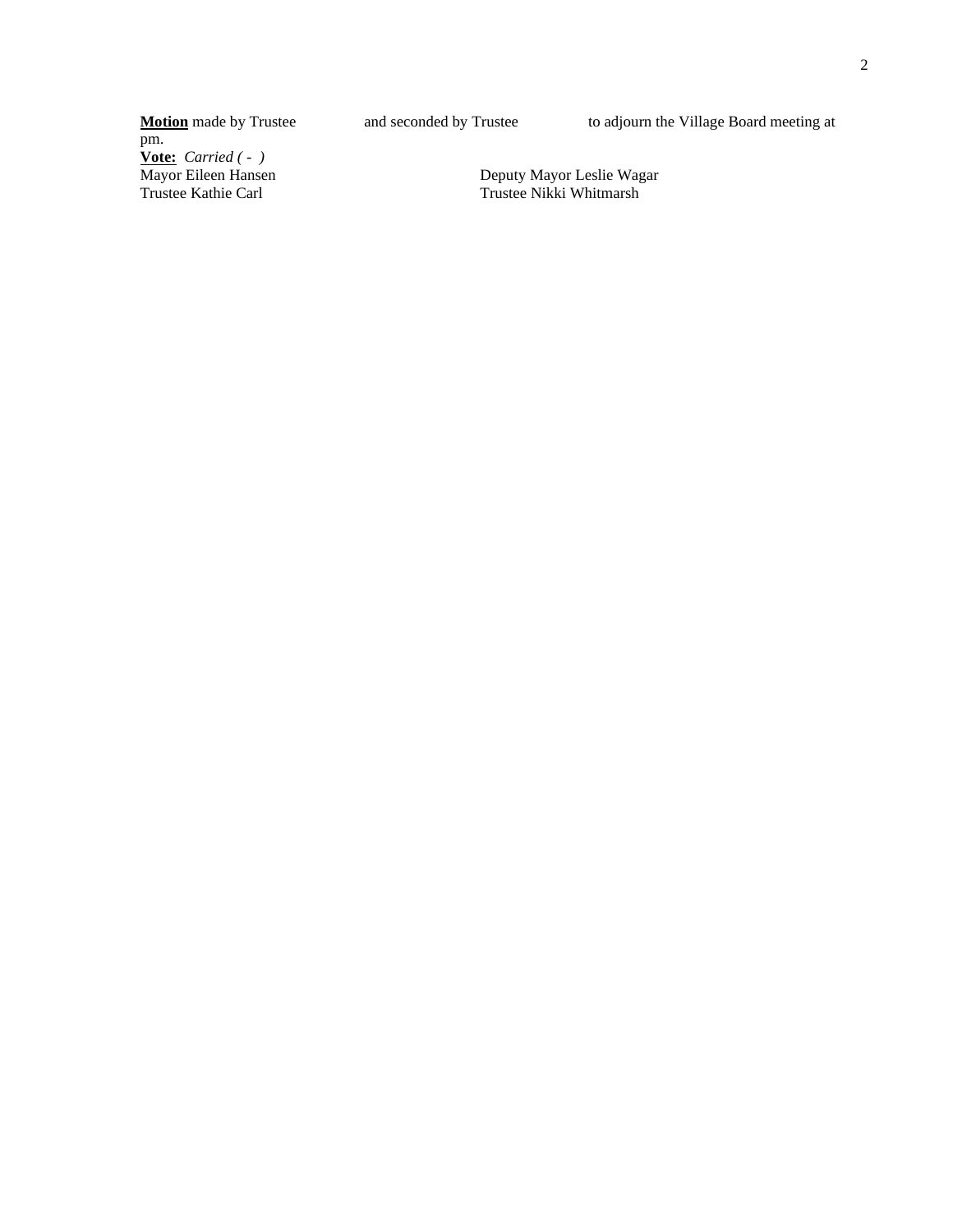**<u>Motion</u>** made by Trustee and seconded by Trustee to adjourn the Village Board meeting at pm.

**<u>Vote:</u>** *Carried ( - )*

Mayor Eileen Hansen Deputy Mayor Leslie Wagar
Trustee Kathie Carl Trustee Nikki Whitmarsh